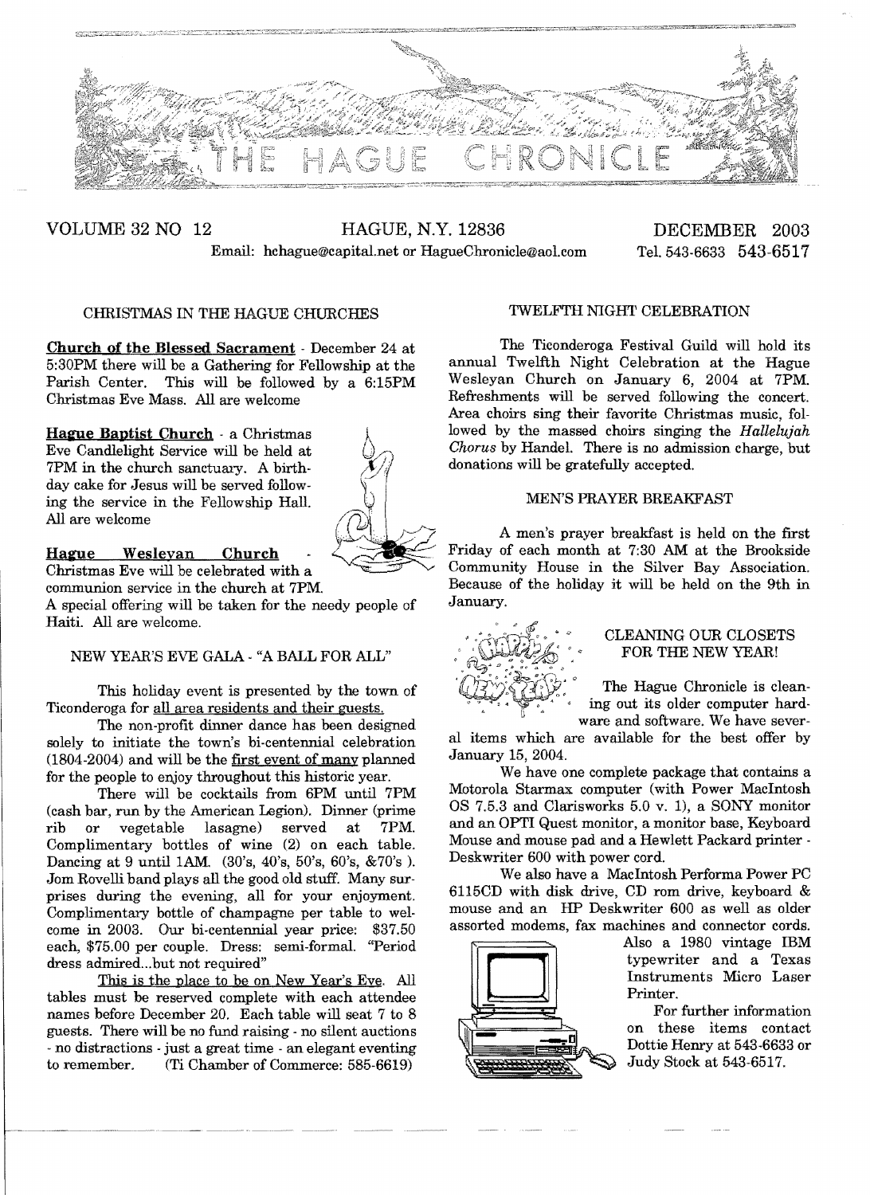# THE HAGUE CHRONICLE

VOLUME 32 NO 12 HAGUE, N.Y. 12836 DECEMBER 2003

Email: hchague@capital.net or HagueChronicle@aol.com Tel. 543-6633 543-6517

## CHRISTMAS IN THE HAGUE CHURCHES

**Church of the Blessed Sacrament** - December 24 at 5:30PM there will be a Gathering for Fellowship at the Parish Center. This will be followed by a 6:15PM Christmas Eve Mass. All are welcome

**Hague Baptist Church** - a Christmas Eve Candlelight Service will be held at 7PM in the church sanctuary. A birthday cake for Jesus will be served following the service in the Fellowship Hall. All are welcome

**Hague Wesleyan Church** - Christmas Eve will be celebrated with a communion service in the church at 7PM. A special offering will be taken for the needy people of Haiti. All are welcome.

## NEW YEAR'S EVE GALA - "A BALL FOR ALL"

This holiday event is presented by the town of Ticonderoga for all area residents and their guests.

The non-profit dinner dance has been designed solely to initiate the town's bi-centennial celebration (1804-2004) and will be the first event of many planned for the people to enjoy throughout this historic year.

There will be cocktails from 6PM until 7PM (cash bar, run by the American Legion). Dinner (prime rib or vegetable lasagne) served at 7PM. Complimentary bottles of wine (2) on each table. Dancing at 9 until 1AM. (30's, 40's, 50's, 60's, &70's ). Jom Rovelli band plays all the good old stuff. Many surprises during the evening, all for your enjoyment. Complimentary bottle of champagne per table to welcome in 2003. Our bi-centennial year price: $37.50 each, $75.00 per couple. Dress: semi-formal. "Period dress admired...but not required"

This is the place to be on New Year's Eve. All tables must be reserved complete with each attendee names before December 20. Each table will seat 7 to 8 guests. There will be no fund raising - no silent auctions - no distractions - just a great time - an elegant eventing to remember. (Ti Chamber of Commerce: 585-6619)

## TWELFTH NIGHT CELEBRATION

The Ticonderoga Festival Guild will hold its annual Twelfth Night Celebration at the Hague Wesleyan Church on January 6, 2004 at 7PM. Refreshments will be served following the concert. Area choirs sing their favorite Christmas music, followed by the massed choirs singing the *Hallelujah Chorus* by Handel. There is no admission charge, but donations will be gratefully accepted.

## MEN'S PRAYER BREAKFAST

A men's prayer breakfast is held on the first Friday of each month at 7:30 AM at the Brookside Community House in the Silver Bay Association. Because of the holiday it will be held on the 9th in January.

## CLEANING OUR CLOSETS FOR THE NEW YEAR!

The Hague Chronicle is cleaning out its older computer hardware and software. We have several items which are available for the best offer by January 15, 2004.

We have one complete package that contains a Motorola Starmax computer (with Power MacIntosh OS 7.5.3 and Clarisworks 5.0 v. 1), a SONY monitor and an OPTI Quest monitor, a monitor base, Keyboard Mouse and mouse pad and a Hewlett Packard printer - Deskwriter 600 with power cord.

We also have a MacIntosh Performa Power PC 6115CD with disk drive, CD rom drive, keyboard & mouse and an HP Deskwriter 600 as well as older assorted modems, fax machines and connector cords. Also a 1980 vintage IBM typewriter and a Texas Instruments Micro Laser Printer.

For further information on these items contact Dottie Henry at 543-6633 or Judy Stock at 543-6517.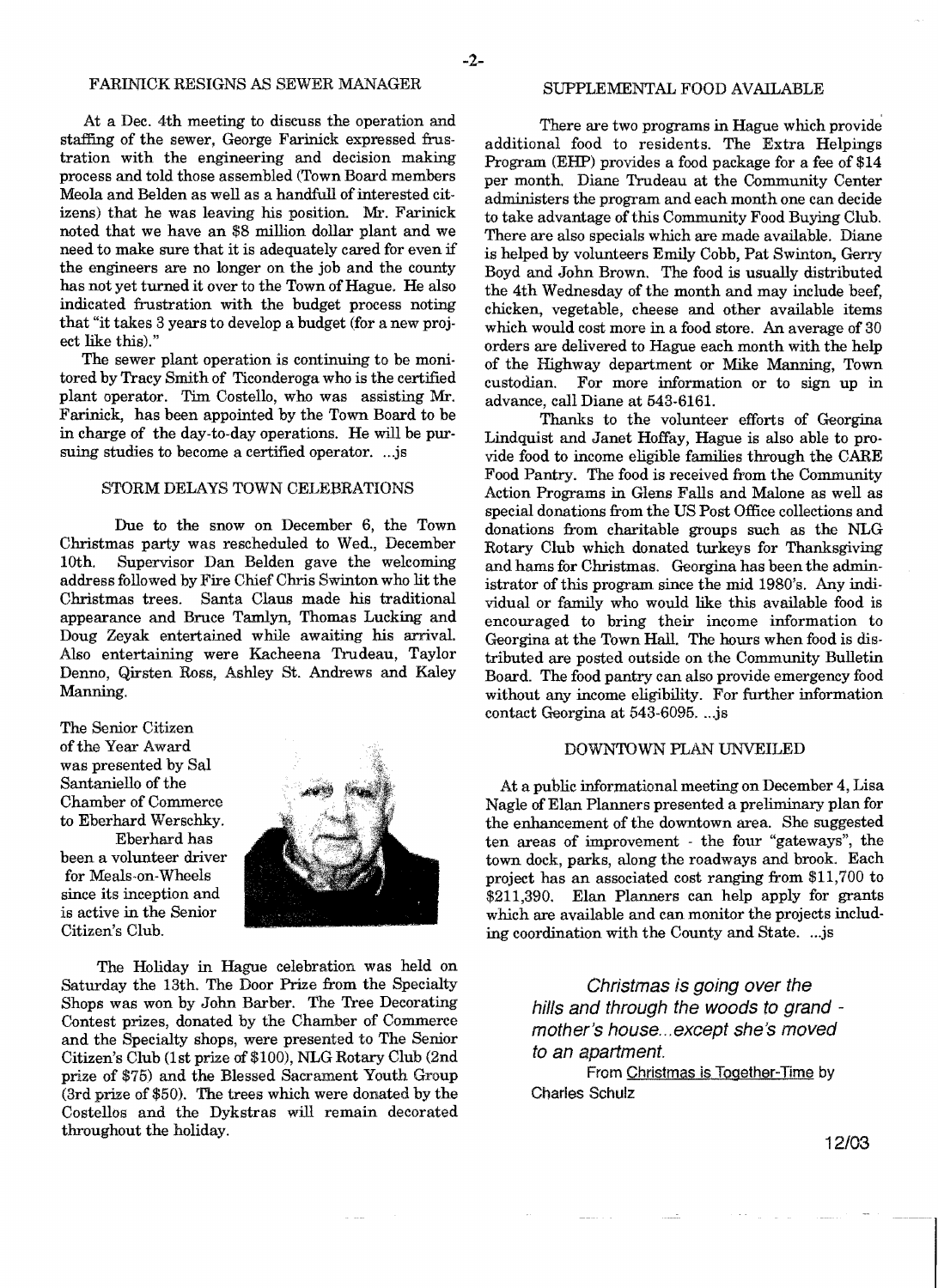## FARINICK RESIGNS AS SEWER MANAGER

At a Dec. 4th meeting to discuss the operation and staffing of the sewer, George Farinick expressed frustration with the engineering and decision making process and told those assembled (Town Board members Meola and Belden as well as a handfull of interested citizens) that he was leaving his position. Mr. Farinick noted that we have an $8 million dollar plant and we need to make sure that it is adequately cared for even if the engineers are no longer on the job and the county has not yet turned it over to the Town of Hague. He also indicated frustration with the budget process noting that "it takes 3 years to develop a budget (for a new project like this)."

The sewer plant operation is continuing to be monitored by Tracy Smith of Ticonderoga who is the certified plant operator. Tim Costello, who was assisting Mr. Farinick, has been appointed by the Town Board to be in charge of the day-to-day operations. He will be pursuing studies to become a certified operator. ...js

## STORM DELAYS TOWN CELEBRATIONS

Due to the snow on December 6, the Town Christmas party was rescheduled to Wed., December 10th. Supervisor Dan Belden gave the welcoming address followed by Fire Chief Chris Swinton who lit the Christmas trees. Santa Claus made his traditional appearance and Bruce Tamlyn, Thomas Lucking and Doug Zeyak entertained while awaiting his arrival. Also entertaining were Kacheena Trudeau, Taylor Denno, Qirsten Ross, Ashley St. Andrews and Kaley Manning.

The Senior Citizen of the Year Award was presented by Sal Santaniello of the Chamber of Commerce to Eberhard Werschky. Eberhard has been a volunteer driver for Meals-on-Wheels since its inception and is active in the Senior Citizen's Club.

The Holiday in Hague celebration was held on Saturday the 13th. The Door Prize from the Specialty Shops was won by John Barber. The Tree Decorating Contest prizes, donated by the Chamber of Commerce and the Specialty shops, were presented to The Senior Citizen's Club (1st prize of $100), NLG Rotary Club (2nd prize of $75) and the Blessed Sacrament Youth Group (3rd prize of $50). The trees which were donated by the Costellos and the Dykstras will remain decorated throughout the holiday.

## SUPPLEMENTAL FOOD AVAILABLE

There are two programs in Hague which provide additional food to residents. The Extra Helpings Program (EHP) provides a food package for a fee of $14 per month. Diane Trudeau at the Community Center administers the program and each month one can decide to take advantage of this Community Food Buying Club. There are also specials which are made available. Diane is helped by volunteers Emily Cobb, Pat Swinton, Gerry Boyd and John Brown. The food is usually distributed the 4th Wednesday of the month and may include beef, chicken, vegetable, cheese and other available items which would cost more in a food store. An average of 30 orders are delivered to Hague each month with the help of the Highway department or Mike Manning, Town custodian. For more information or to sign up in advance, call Diane at 543-6161.

Thanks to the volunteer efforts of Georgina Lindquist and Janet Hoffay, Hague is also able to provide food to income eligible families through the CARE Food Pantry. The food is received from the Community Action Programs in Glens Falls and Malone as well as special donations from the US Post Office collections and donations from charitable groups such as the NLG Rotary Club which donated turkeys for Thanksgiving and hams for Christmas. Georgina has been the administrator of this program since the mid 1980's. Any individual or family who would like this available food is encouraged to bring their income information to Georgina at the Town Hall. The hours when food is distributed are posted outside on the Community Bulletin Board. The food pantry can also provide emergency food without any income eligibility. For further information contact Georgina at 543-6095. ...js

## DOWNTOWN PLAN UNVEILED

At a public informational meeting on December 4, Lisa Nagle of Elan Planners presented a preliminary plan for the enhancement of the downtown area. She suggested ten areas of improvement - the four "gateways", the town dock, parks, along the roadways and brook. Each project has an associated cost ranging from $11,700 to $211,390. Elan Planners can help apply for grants which are available and can monitor the projects including coordination with the County and State. ...js

*Christmas is going over the hills and through the woods to grand - mother's house...except she's moved to an apartment.*

From Christmas is Together-Time by Charles Schulz

12/03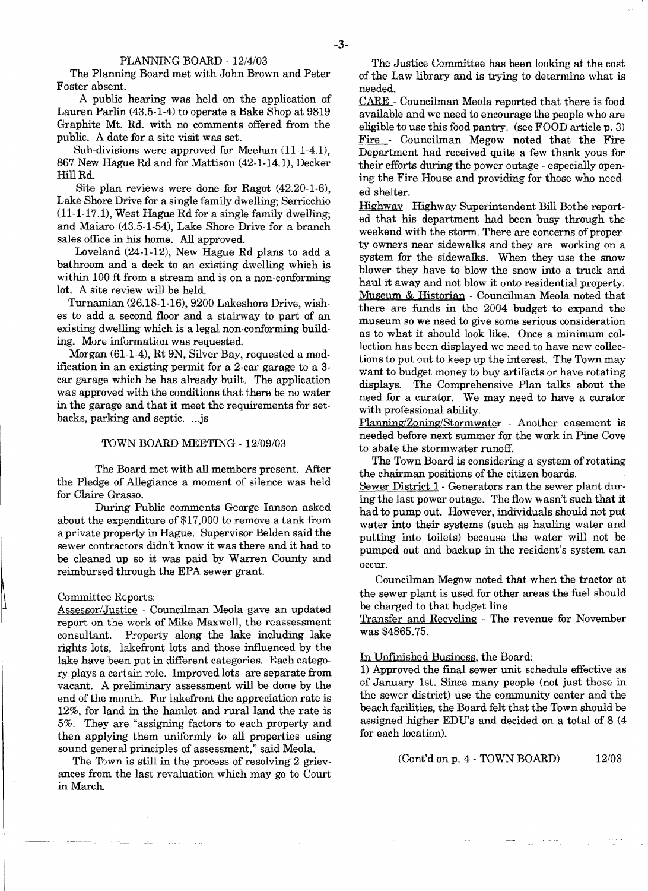## PLANNING BOARD - 12/4/03

The Planning Board met with John Brown and Peter Foster absent.

A public hearing was held on the application of Lauren Parlin (43.5-1-4) to operate a Bake Shop at 9819 Graphite Mt. Rd. with no comments offered from the public. A date for a site visit was set.

Sub-divisions were approved for Meehan (11-1-4.1), 867 New Hague Rd and for Mattison (42-1-14.1), Decker Hill Rd.

Site plan reviews were done for Ragot (42.20-1-6), Lake Shore Drive for a single family dwelling; Serricchio (11-1-17.1), West Hague Rd for a single family dwelling; and Maiaro (43.5-1-54), Lake Shore Drive for a branch sales office in his home. All approved.

Loveland (24-1-12), New Hague Rd plans to add a bathroom and a deck to an existing dwelling which is within 100 ft from a stream and is on a non-conforming lot. A site review will be held.

Turnamian (26.18-1-16), 9200 Lakeshore Drive, wishes to add a second floor and a stairway to part of an existing dwelling which is a legal non-conforming building. More information was requested.

Morgan (61-1-4), Rt 9N, Silver Bay, requested a modification in an existing permit for a 2-car garage to a 3-car garage which he has already built. The application was approved with the conditions that there be no water in the garage and that it meet the requirements for setbacks, parking and septic. ...js

## TOWN BOARD MEETING - 12/09/03

The Board met with all members present. After the Pledge of Allegiance a moment of silence was held for Claire Grasso.

During Public comments George Ianson asked about the expenditure of $17,000 to remove a tank from a private property in Hague. Supervisor Belden said the sewer contractors didn't know it was there and it had to be cleaned up so it was paid by Warren County and reimbursed through the EPA sewer grant.

Committee Reports:

Assessor/Justice - Councilman Meola gave an updated report on the work of Mike Maxwell, the reassessment consultant. Property along the lake including lake rights lots, lakefront lots and those influenced by the lake have been put in different categories. Each category plays a certain role. Improved lots are separate from vacant. A preliminary assessment will be done by the end of the month. For lakefront the appreciation rate is 12%, for land in the hamlet and rural land the rate is 5%. They are "assigning factors to each property and then applying them uniformly to all properties using sound general principles of assessment," said Meola.

The Town is still in the process of resolving 2 grievances from the last revaluation which may go to Court in March.

The Justice Committee has been looking at the cost of the Law library and is trying to determine what is needed.

CARE - Councilman Meola reported that there is food available and we need to encourage the people who are eligible to use this food pantry. (see FOOD article p. 3)

Fire - Councilman Megow noted that the Fire Department had received quite a few thank yous for their efforts during the power outage - especially opening the Fire House and providing for those who needed shelter.

Highway - Highway Superintendent Bill Bothe reported that his department had been busy through the weekend with the storm. There are concerns of property owners near sidewalks and they are working on a system for the sidewalks. When they use the snow blower they have to blow the snow into a truck and haul it away and not blow it onto residential property.

Museum & Historian - Councilman Meola noted that there are funds in the 2004 budget to expand the museum so we need to give some serious consideration as to what it should look like. Once a minimum collection has been displayed we need to have new collections to put out to keep up the interest. The Town may want to budget money to buy artifacts or have rotating displays. The Comprehensive Plan talks about the need for a curator. We may need to have a curator with professional ability.

Planning/Zoning/Stormwater - Another easement is needed before next summer for the work in Pine Cove to abate the stormwater runoff.

The Town Board is considering a system of rotating the chairman positions of the citizen boards.

Sewer District 1 - Generators ran the sewer plant during the last power outage. The flow wasn't such that it had to pump out. However, individuals should not put water into their systems (such as hauling water and putting into toilets) because the water will not be pumped out and backup in the resident's system can occur.

Councilman Megow noted that when the tractor at the sewer plant is used for other areas the fuel should be charged to that budget line.

Transfer and Recycling - The revenue for November was $4865.75.

In Unfinished Business, the Board:

1) Approved the final sewer unit schedule effective as of January 1st. Since many people (not just those in the sewer district) use the community center and the beach facilities, the Board felt that the Town should be assigned higher EDU's and decided on a total of 8 (4 for each location).

(Cont'd on p. 4 - TOWN BOARD) 12/03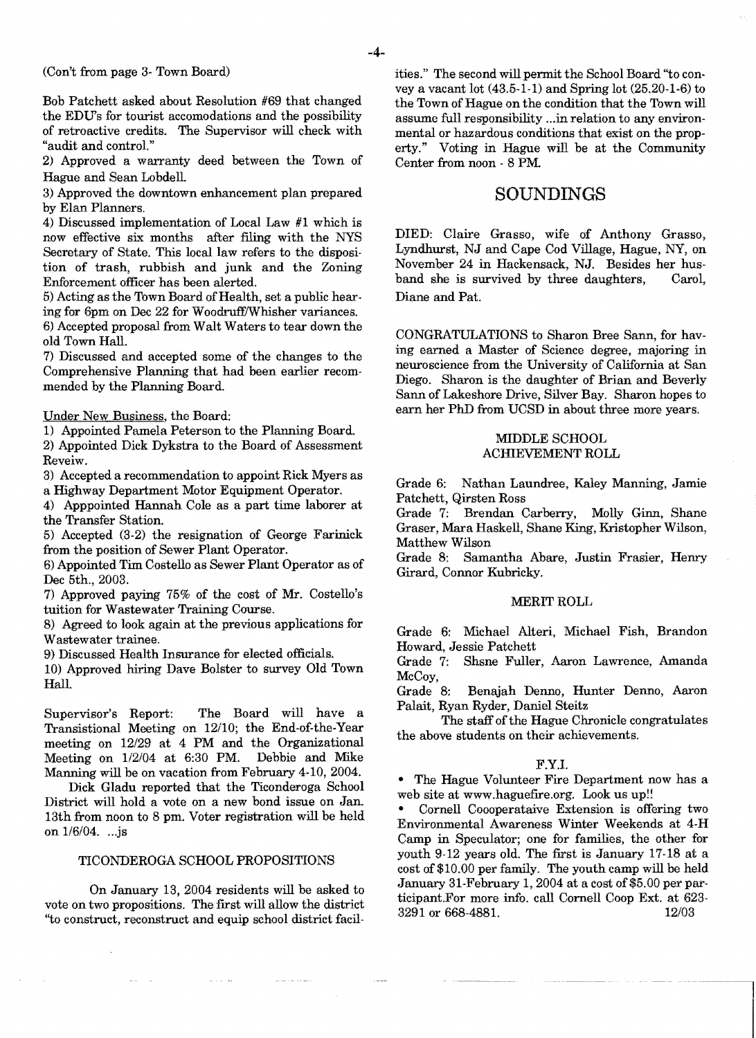(Con't from page 3- Town Board)

Bob Patchett asked about Resolution #69 that changed the EDU's for tourist accomodations and the possibility of retroactive credits. The Supervisor will check with "audit and control."

2) Approved a warranty deed between the Town of Hague and Sean Lobdell.

3) Approved the downtown enhancement plan prepared by Elan Planners.

4) Discussed implementation of Local Law #1 which is now effective six months after filing with the NYS Secretary of State. This local law refers to the disposition of trash, rubbish and junk and the Zoning Enforcement officer has been alerted.

5) Acting as the Town Board of Health, set a public hearing for 6pm on Dec 22 for Woodruff/Whisher variances.

6) Accepted proposal from Walt Waters to tear down the old Town Hall.

7) Discussed and accepted some of the changes to the Comprehensive Planning that had been earlier recommended by the Planning Board.

Under New Business, the Board:

1) Appointed Pamela Peterson to the Planning Board.

2) Appointed Dick Dykstra to the Board of Assessment Reveiw.

3) Accepted a recommendation to appoint Rick Myers as a Highway Department Motor Equipment Operator.

4) Apppointed Hannah Cole as a part time laborer at the Transfer Station.

5) Accepted (3-2) the resignation of George Farinick from the position of Sewer Plant Operator.

6) Appointed Tim Costello as Sewer Plant Operator as of Dec 5th., 2003.

7) Approved paying 75% of the cost of Mr. Costello's tuition for Wastewater Training Course.

8) Agreed to look again at the previous applications for Wastewater trainee.

9) Discussed Health Insurance for elected officials.

10) Approved hiring Dave Bolster to survey Old Town Hall.

Supervisor's Report: The Board will have a Transistional Meeting on 12/10; the End-of-the-Year meeting on 12/29 at 4 PM and the Organizational Meeting on 1/2/04 at 6:30 PM. Debbie and Mike Manning will be on vacation from February 4-10, 2004.

Dick Gladu reported that the Ticonderoga School District will hold a vote on a new bond issue on Jan. 13th from noon to 8 pm. Voter registration will be held on 1/6/04. ...js

## TICONDEROGA SCHOOL PROPOSITIONS

On January 13, 2004 residents will be asked to vote on two propositions. The first will allow the district "to construct, reconstruct and equip school district facilities." The second will permit the School Board "to convey a vacant lot (43.5-1-1) and Spring lot (25.20-1-6) to the Town of Hague on the condition that the Town will assume full responsibility ...in relation to any environmental or hazardous conditions that exist on the property." Voting in Hague will be at the Community Center from noon - 8 PM.

# SOUNDINGS

DIED: Claire Grasso, wife of Anthony Grasso, Lyndhurst, NJ and Cape Cod Village, Hague, NY, on November 24 in Hackensack, NJ. Besides her husband she is survived by three daughters, Carol, Diane and Pat.

CONGRATULATIONS to Sharon Bree Sann, for having earned a Master of Science degree, majoring in neuroscience from the University of California at San Diego. Sharon is the daughter of Brian and Beverly Sann of Lakeshore Drive, Silver Bay. Sharon hopes to earn her PhD from UCSD in about three more years.

## MIDDLE SCHOOL ACHIEVEMENT ROLL

Grade 6: Nathan Laundree, Kaley Manning, Jamie Patchett, Qirsten Ross

Grade 7: Brendan Carberry, Molly Ginn, Shane Graser, Mara Haskell, Shane King, Kristopher Wilson, Matthew Wilson

Grade 8: Samantha Abare, Justin Frasier, Henry Girard, Connor Kubricky.

## MERIT ROLL

Grade 6: Michael Alteri, Michael Fish, Brandon Howard, Jessie Patchett

Grade 7: Shsne Fuller, Aaron Lawrence, Amanda McCoy,

Grade 8: Benajah Denno, Hunter Denno, Aaron Palait, Ryan Ryder, Daniel Steitz

The staff of the Hague Chronicle congratulates the above students on their achievements.

## F.Y.I.

- The Hague Volunteer Fire Department now has a web site at www.haguefire.org. Look us up!!
- Cornell Coooperataive Extension is offering two Environmental Awareness Winter Weekends at 4-H Camp in Speculator; one for families, the other for youth 9-12 years old. The first is January 17-18 at a cost of $10.00 per family. The youth camp will be held January 31-February 1, 2004 at a cost of $5.00 per participant.For more info. call Cornell Coop Ext. at 623-3291 or 668-4881. 12/03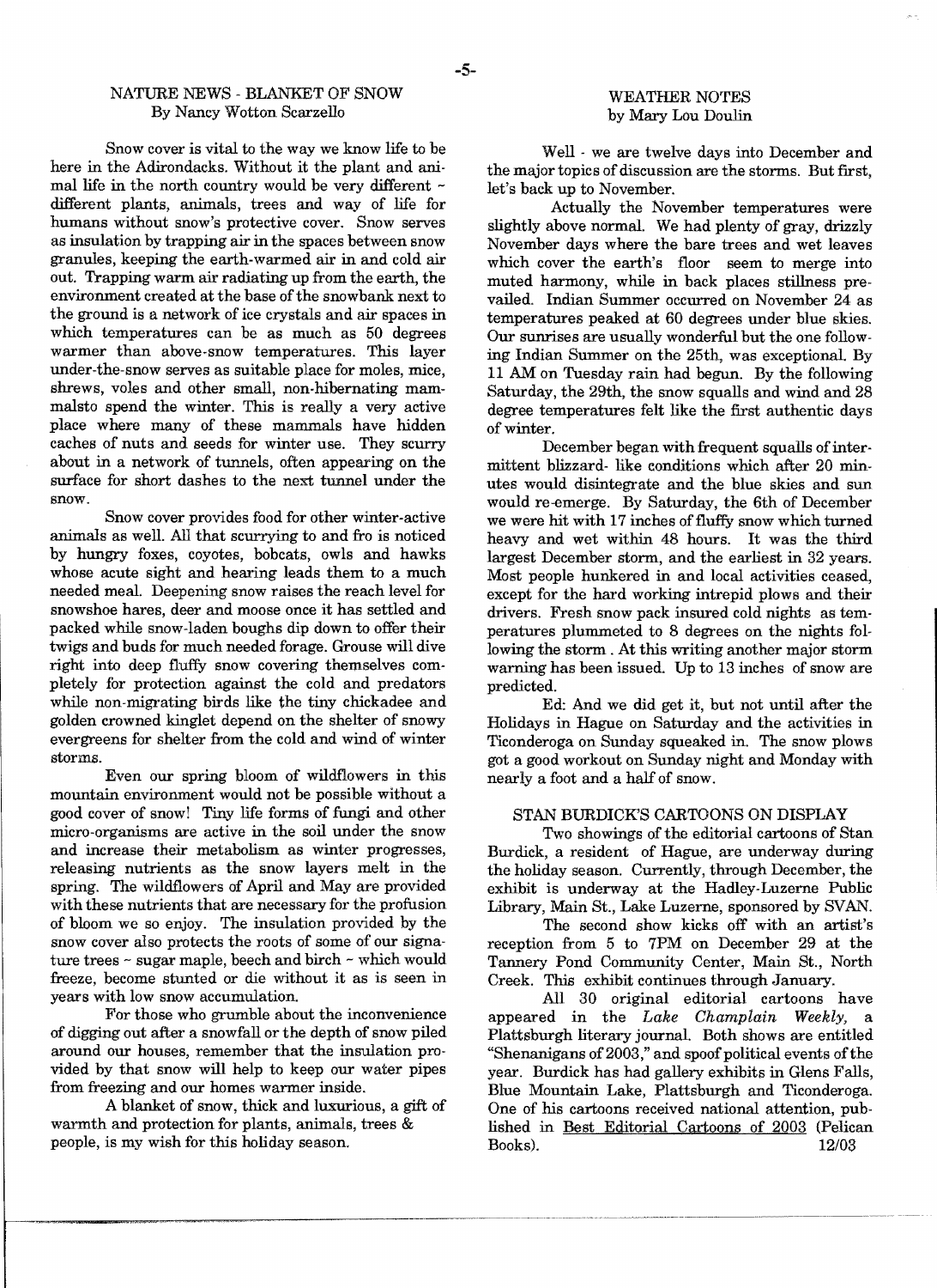## NATURE NEWS - BLANKET OF SNOW
By Nancy Wotton Scarzello

Snow cover is vital to the way we know life to be here in the Adirondacks. Without it the plant and animal life in the north country would be very different - different plants, animals, trees and way of life for humans without snow's protective cover. Snow serves as insulation by trapping air in the spaces between snow granules, keeping the earth-warmed air in and cold air out. Trapping warm air radiating up from the earth, the environment created at the base of the snowbank next to the ground is a network of ice crystals and air spaces in which temperatures can be as much as 50 degrees warmer than above-snow temperatures. This layer under-the-snow serves as suitable place for moles, mice, shrews, voles and other small, non-hibernating mammalsto spend the winter. This is really a very active place where many of these mammals have hidden caches of nuts and seeds for winter use. They scurry about in a network of tunnels, often appearing on the surface for short dashes to the next tunnel under the snow.

Snow cover provides food for other winter-active animals as well. All that scurrying to and fro is noticed by hungry foxes, coyotes, bobcats, owls and hawks whose acute sight and hearing leads them to a much needed meal. Deepening snow raises the reach level for snowshoe hares, deer and moose once it has settled and packed while snow-laden boughs dip down to offer their twigs and buds for much needed forage. Grouse will dive right into deep fluffy snow covering themselves completely for protection against the cold and predators while non-migrating birds like the tiny chickadee and golden crowned kinglet depend on the shelter of snowy evergreens for shelter from the cold and wind of winter storms.

Even our spring bloom of wildflowers in this mountain environment would not be possible without a good cover of snow! Tiny life forms of fungi and other micro-organisms are active in the soil under the snow and increase their metabolism as winter progresses, releasing nutrients as the snow layers melt in the spring. The wildflowers of April and May are provided with these nutrients that are necessary for the profusion of bloom we so enjoy. The insulation provided by the snow cover also protects the roots of some of our signature trees - sugar maple, beech and birch - which would freeze, become stunted or die without it as is seen in years with low snow accumulation.

For those who grumble about the inconvenience of digging out after a snowfall or the depth of snow piled around our houses, remember that the insulation provided by that snow will help to keep our water pipes from freezing and our homes warmer inside.

A blanket of snow, thick and luxurious, a gift of warmth and protection for plants, animals, trees & people, is my wish for this holiday season.

## WEATHER NOTES
by Mary Lou Doulin

Well - we are twelve days into December and the major topics of discussion are the storms. But first, let's back up to November.

Actually the November temperatures were slightly above normal. We had plenty of gray, drizzly November days where the bare trees and wet leaves which cover the earth's floor seem to merge into muted harmony, while in back places stillness prevailed. Indian Summer occurred on November 24 as temperatures peaked at 60 degrees under blue skies. Our sunrises are usually wonderful but the one following Indian Summer on the 25th, was exceptional. By 11 AM on Tuesday rain had begun. By the following Saturday, the 29th, the snow squalls and wind and 28 degree temperatures felt like the first authentic days of winter.

December began with frequent squalls of intermittent blizzard- like conditions which after 20 minutes would disintegrate and the blue skies and sun would re-emerge. By Saturday, the 6th of December we were hit with 17 inches of fluffy snow which turned heavy and wet within 48 hours. It was the third largest December storm, and the earliest in 32 years. Most people hunkered in and local activities ceased, except for the hard working intrepid plows and their drivers. Fresh snow pack insured cold nights as temperatures plummeted to 8 degrees on the nights following the storm . At this writing another major storm warning has been issued. Up to 13 inches of snow are predicted.

Ed: And we did get it, but not until after the Holidays in Hague on Saturday and the activities in Ticonderoga on Sunday squeaked in. The snow plows got a good workout on Sunday night and Monday with nearly a foot and a half of snow.

## STAN BURDICK'S CARTOONS ON DISPLAY

Two showings of the editorial cartoons of Stan Burdick, a resident of Hague, are underway during the holiday season. Currently, through December, the exhibit is underway at the Hadley-Luzerne Public Library, Main St., Lake Luzerne, sponsored by SVAN.

The second show kicks off with an artist's reception from 5 to 7PM on December 29 at the Tannery Pond Community Center, Main St., North Creek. This exhibit continues through January.

All 30 original editorial cartoons have appeared in the *Lake Champlain Weekly*, a Plattsburgh literary journal. Both shows are entitled "Shenanigans of 2003," and spoof political events of the year. Burdick has had gallery exhibits in Glens Falls, Blue Mountain Lake, Plattsburgh and Ticonderoga. One of his cartoons received national attention, published in Best Editorial Cartoons of 2003 (Pelican Books). 12/03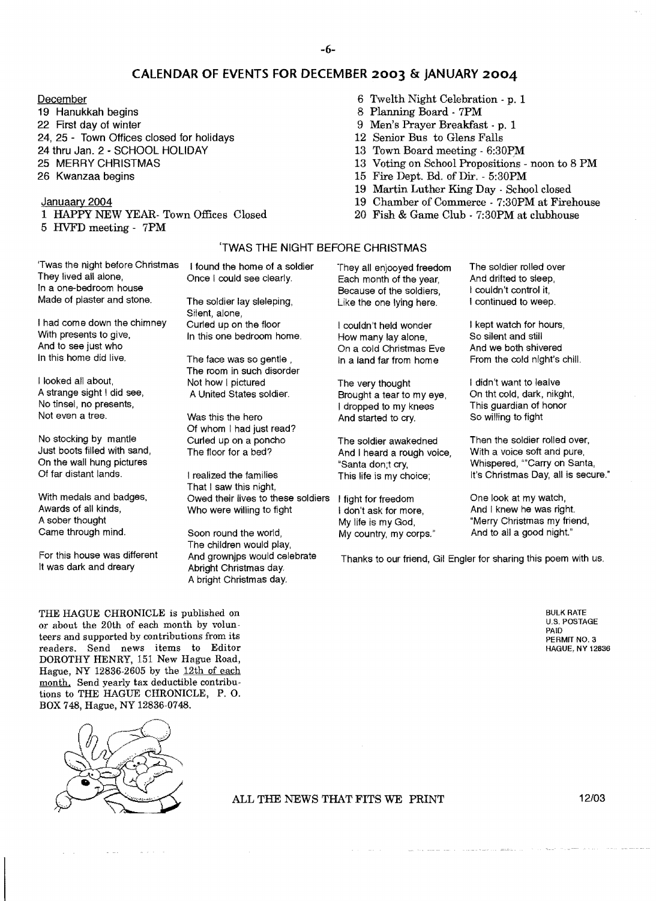## CALENDAR OF EVENTS FOR DECEMBER 2003 & JANUARY 2004

December

19 Hanukkah begins
22 First day of winter
24, 25 - Town Offices closed for holidays
24 thru Jan. 2 - SCHOOL HOLIDAY
25 MERRY CHRISTMAS
26 Kwanzaa begins

Januaary 2004

1 HAPPY NEW YEAR- Town Offices Closed
5 HVFD meeting - 7PM
6 Twelth Night Celebration - p. 1
8 Planning Board - 7PM
9 Men's Prayer Breakfast - p. 1
12 Senior Bus to Glens Falls
13 Town Board meeting - 6:30PM
13 Voting on School Propositions - noon to 8 PM
15 Fire Dept. Bd. of Dir. - 5:30PM
19 Martin Luther King Day - School closed
19 Chamber of Commerce - 7:30PM at Firehouse
20 Fish & Game Club - 7:30PM at clubhouse

## 'TWAS THE NIGHT BEFORE CHRISTMAS

'Twas the night before Christmas
They lived all alone,
In a one-bedroom house
Made of plaster and stone.

I had come down the chimney
With presents to give,
And to see just who
In this home did live.

I looked all about,
A strange sight I did see,
No tinsel, no presents,
Not even a tree.

No stocking by mantle
Just boots filled with sand,
On the wall hung pictures
Of far distant lands.

With medals and badges,
Awards of all kinds,
A sober thought
Came through mind.

For this house was different
It was dark and dreary
I found the home of a soldier
Once I could see clearly.

The soldier lay sleleping,
Silent, alone,
Curled up on the floor
In this one bedroom home.

The face was so gentle ,
The room in such disorder
Not how I pictured
A United States soldier.

Was this the hero
Of whom I had just read?
Curled up on a poncho
The floor for a bed?

I realized the families
That I saw this night,
Owed their lives to these soldiers
Who were willing to fight

Soon round the world,
The children would play,
And grownjps would celebrate
Abright Christmas day.
A bright Christmas day.

They all enjooyed freedom
Each month of the year,
Because of the soldiers,
Like the one lying here.

I couldn't held wonder
How many lay alone,
On a cold Christmas Eve
In a land far from home

The very thought
Brought a tear to my eye,
I dropped to my knees
And started to cry.

The soldier awakedned
And I heard a rough voice,
"Santa don;t cry,
This life is my choice;

I fight for freedom
I don't ask for more,
My life is my God,
My country, my corps."

The soldier rolled over
And drifted to sleep,
I couldn't control it,
I continued to weep.

I kept watch for hours,
So silent and still
And we both shivered
From the cold night's chill.

I didn't want to lealve
On tht cold, dark, nikght,
This guardian of honor
So willing to fight

Then the soldier rolled over,
With a voice soft and pure,
Whispered, ""Carry on Santa,
It's Christmas Day, all is secure."

One look at my watch,
And I knew he was right.
"Merry Christmas my friend,
And to all a good night."

Thanks to our friend, Gil Engler for sharing this poem with us.

THE HAGUE CHRONICLE is published on or about the 20th of each month by volunteers and supported by contributions from its readers. Send news items to Editor DOROTHY HENRY, 151 New Hague Road, Hague, NY 12836-2605 by the 12th of each month. Send yearly tax deductible contributions to THE HAGUE CHRONICLE, P. O. BOX 748, Hague, NY 12836-0748.

BULK RATE
U.S. POSTAGE
PAID
PERMIT NO. 3
HAGUE, NY 12836

ALL THE NEWS THAT FITS WE PRINT

12/03